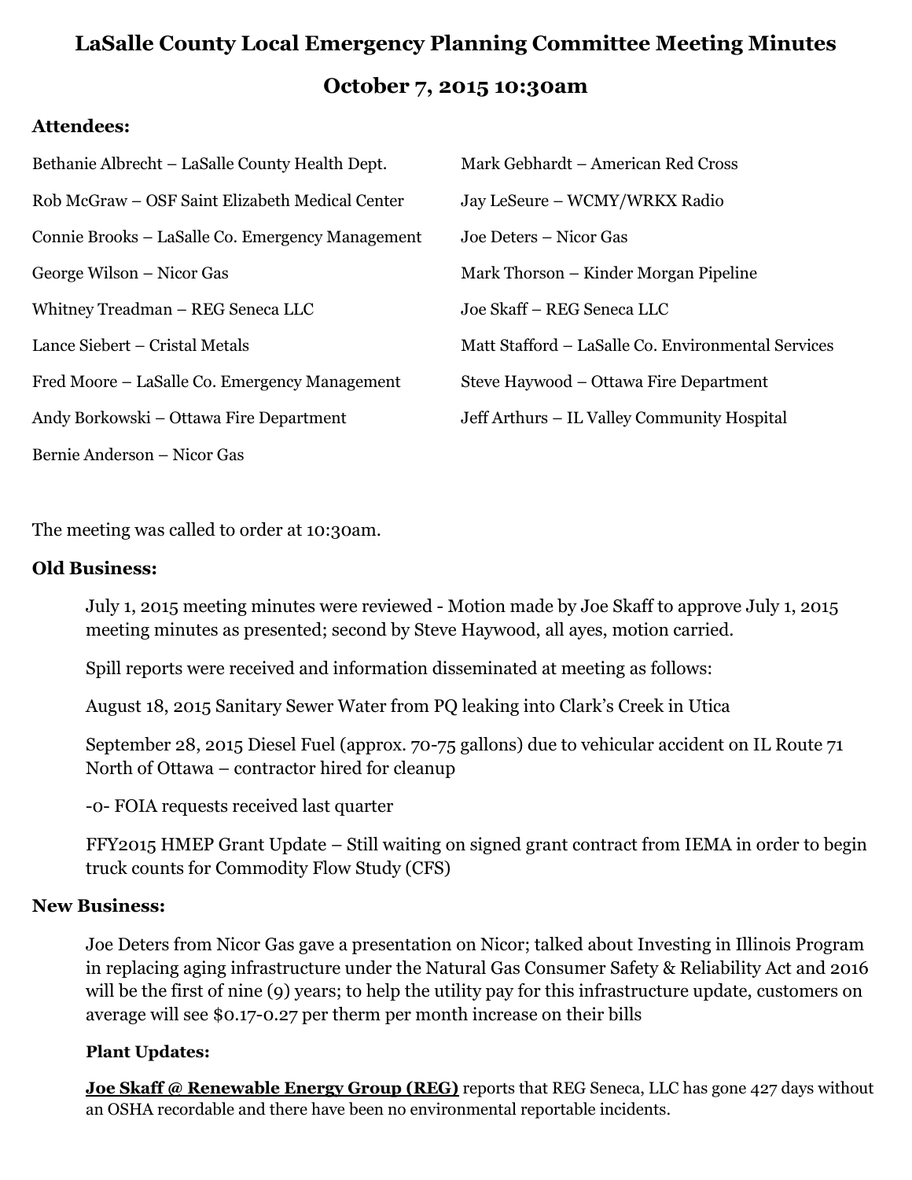# LaSalle County Local Emergency Planning Committee Meeting Minutes

## October 7, 2015 10:30am

### Attendees:

Bethanie Albrecht – LaSalle County Health Dept.

Rob McGraw – OSF Saint Elizabeth Medical Center

Connie Brooks – LaSalle Co. Emergency Management

George Wilson – Nicor Gas

Whitney Treadman – REG Seneca LLC

Lance Siebert – Cristal Metals

Fred Moore – LaSalle Co. Emergency Management

Andy Borkowski – Ottawa Fire Department

Bernie Anderson – Nicor Gas

Mark Gebhardt – American Red Cross

Jay LeSeure – WCMY/WRKX Radio

Joe Deters – Nicor Gas

Mark Thorson – Kinder Morgan Pipeline

Joe Skaff – REG Seneca LLC

Matt Stafford – LaSalle Co. Environmental Services

Steve Haywood – Ottawa Fire Department

Jeff Arthurs – IL Valley Community Hospital

The meeting was called to order at 10:30am.

### Old Business:

July 1, 2015 meeting minutes were reviewed - Motion made by Joe Skaff to approve July 1, 2015 meeting minutes as presented; second by Steve Haywood, all ayes, motion carried.

Spill reports were received and information disseminated at meeting as follows:

August 18, 2015 Sanitary Sewer Water from PQ leaking into Clark's Creek in Utica

September 28, 2015 Diesel Fuel (approx. 70-75 gallons) due to vehicular accident on IL Route 71 North of Ottawa – contractor hired for cleanup

-0- FOIA requests received last quarter

FFY2015 HMEP Grant Update – Still waiting on signed grant contract from IEMA in order to begin truck counts for Commodity Flow Study (CFS)

### New Business:

Joe Deters from Nicor Gas gave a presentation on Nicor; talked about Investing in Illinois Program in replacing aging infrastructure under the Natural Gas Consumer Safety & Reliability Act and 2016 will be the first of nine (9) years; to help the utility pay for this infrastructure update, customers on average will see $0.17-0.27 per therm per month increase on their bills

**Plant Updates:**

**Joe Skaff @ Renewable Energy Group (REG)** reports that REG Seneca, LLC has gone 427 days without an OSHA recordable and there have been no environmental reportable incidents.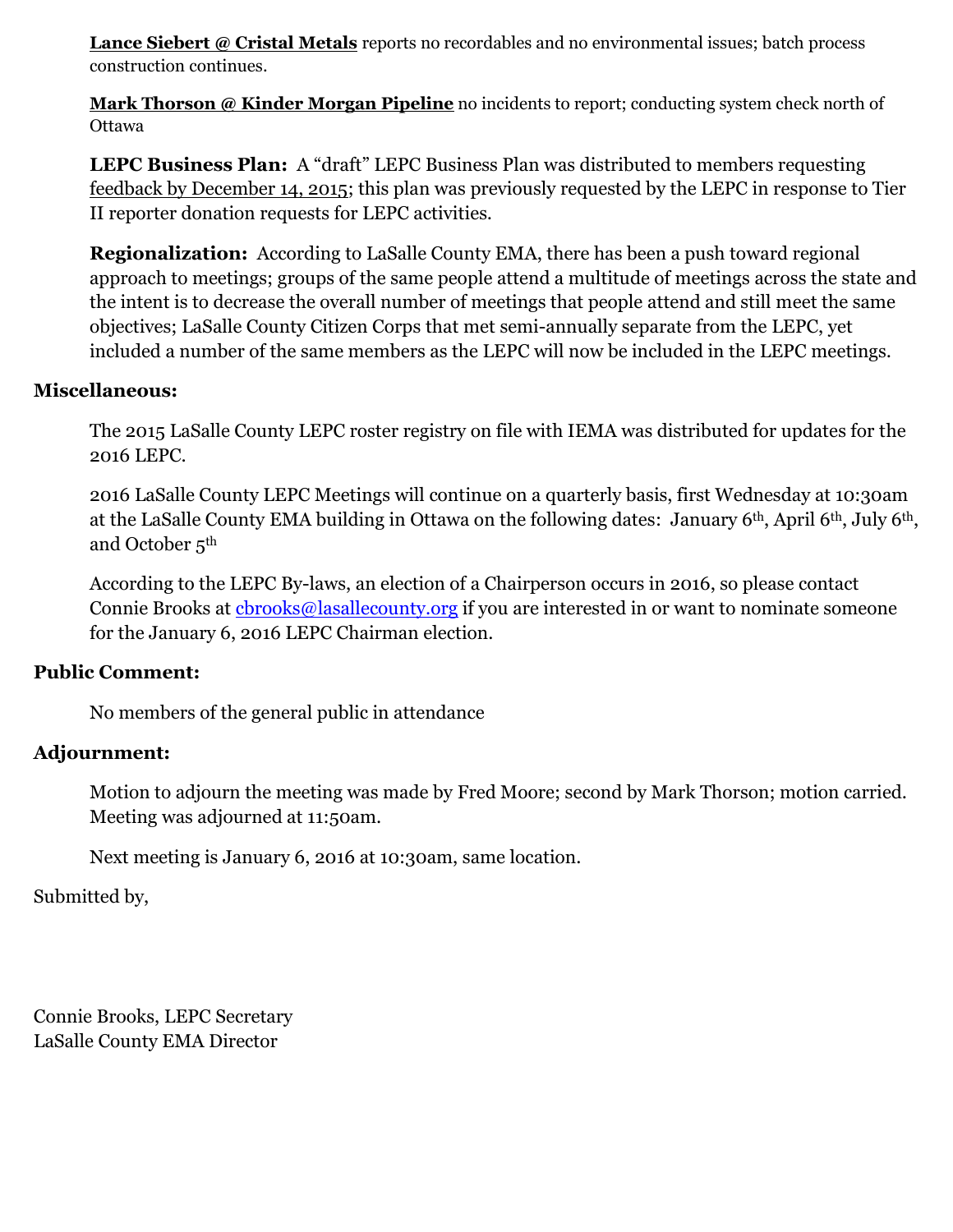**Lance Siebert @ Cristal Metals** reports no recordables and no environmental issues; batch process construction continues.

**Mark Thorson @ Kinder Morgan Pipeline** no incidents to report; conducting system check north of Ottawa

**LEPC Business Plan:** A "draft" LEPC Business Plan was distributed to members requesting feedback by December 14, 2015; this plan was previously requested by the LEPC in response to Tier II reporter donation requests for LEPC activities.

**Regionalization:** According to LaSalle County EMA, there has been a push toward regional approach to meetings; groups of the same people attend a multitude of meetings across the state and the intent is to decrease the overall number of meetings that people attend and still meet the same objectives; LaSalle County Citizen Corps that met semi-annually separate from the LEPC, yet included a number of the same members as the LEPC will now be included in the LEPC meetings.

## Miscellaneous:

The 2015 LaSalle County LEPC roster registry on file with IEMA was distributed for updates for the 2016 LEPC.

2016 LaSalle County LEPC Meetings will continue on a quarterly basis, first Wednesday at 10:30am at the LaSalle County EMA building in Ottawa on the following dates: January 6th, April 6th, July 6th, and October 5th

According to the LEPC By-laws, an election of a Chairperson occurs in 2016, so please contact Connie Brooks at cbrooks@lasallecounty.org if you are interested in or want to nominate someone for the January 6, 2016 LEPC Chairman election.

## Public Comment:

No members of the general public in attendance

## Adjournment:

Motion to adjourn the meeting was made by Fred Moore; second by Mark Thorson; motion carried. Meeting was adjourned at 11:50am.

Next meeting is January 6, 2016 at 10:30am, same location.

Submitted by,

Connie Brooks, LEPC Secretary
LaSalle County EMA Director